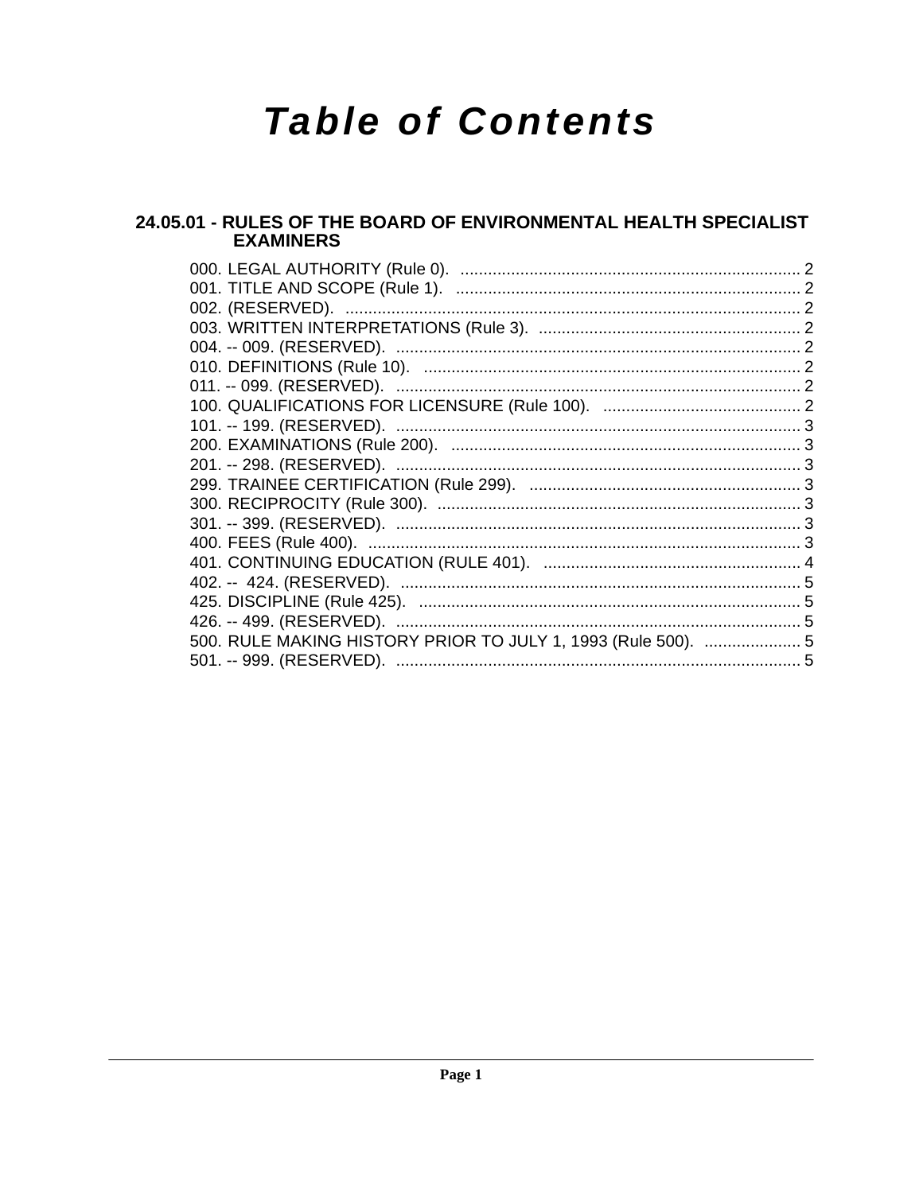# Table of Contents

## 24.05.01 - RULES OF THE BOARD OF ENVIRONMENTAL HEALTH SPECIALIST EXAMINERS

000. LEGAL AUTHORITY (Rule 0). .......................................................................... 2
001. TITLE AND SCOPE (Rule 1). .......................................................................... 2
002. (RESERVED). .................................................................................................. 2
003. WRITTEN INTERPRETATIONS (Rule 3). ......................................................... 2
004. -- 009. (RESERVED). ....................................................................................... 2
010. DEFINITIONS (Rule 10). .................................................................................. 2
011. -- 099. (RESERVED). ....................................................................................... 2
100. QUALIFICATIONS FOR LICENSURE (Rule 100). ........................................... 2
101. -- 199. (RESERVED). ....................................................................................... 3
200. EXAMINATIONS (Rule 200). ............................................................................ 3
201. -- 298. (RESERVED). ....................................................................................... 3
299. TRAINEE CERTIFICATION (Rule 299). ........................................................... 3
300. RECIPROCITY (Rule 300). ............................................................................... 3
301. -- 399. (RESERVED). ....................................................................................... 3
400. FEES (Rule 400). .............................................................................................. 3
401. CONTINUING EDUCATION (RULE 401). ........................................................ 4
402. -- 424. (RESERVED). ....................................................................................... 5
425. DISCIPLINE (Rule 425). ................................................................................... 5
426. -- 499. (RESERVED). ....................................................................................... 5
500. RULE MAKING HISTORY PRIOR TO JULY 1, 1993 (Rule 500). ..................... 5
501. -- 999. (RESERVED). ....................................................................................... 5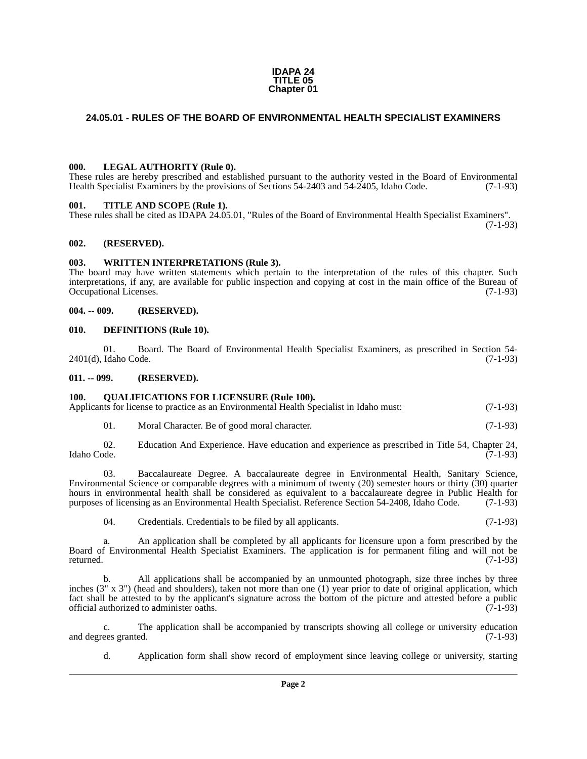**IDAPA 24
TITLE 05
Chapter 01**

## 24.05.01 - RULES OF THE BOARD OF ENVIRONMENTAL HEALTH SPECIALIST EXAMINERS

### 000. LEGAL AUTHORITY (Rule 0).

These rules are hereby prescribed and established pursuant to the authority vested in the Board of Environmental Health Specialist Examiners by the provisions of Sections 54-2403 and 54-2405, Idaho Code. (7-1-93)

### 001. TITLE AND SCOPE (Rule 1).

These rules shall be cited as IDAPA 24.05.01, "Rules of the Board of Environmental Health Specialist Examiners". (7-1-93)

### 002. (RESERVED).

### 003. WRITTEN INTERPRETATIONS (Rule 3).

The board may have written statements which pertain to the interpretation of the rules of this chapter. Such interpretations, if any, are available for public inspection and copying at cost in the main office of the Bureau of Occupational Licenses. (7-1-93)

### 004. -- 009. (RESERVED).

### 010. DEFINITIONS (Rule 10).

01. Board. The Board of Environmental Health Specialist Examiners, as prescribed in Section 54-2401(d), Idaho Code. (7-1-93)

### 011. -- 099. (RESERVED).

### 100. QUALIFICATIONS FOR LICENSURE (Rule 100).

Applicants for license to practice as an Environmental Health Specialist in Idaho must: (7-1-93)

01. Moral Character. Be of good moral character. (7-1-93)

02. Education And Experience. Have education and experience as prescribed in Title 54, Chapter 24, Idaho Code. (7-1-93)

03. Baccalaureate Degree. A baccalaureate degree in Environmental Health, Sanitary Science, Environmental Science or comparable degrees with a minimum of twenty (20) semester hours or thirty (30) quarter hours in environmental health shall be considered as equivalent to a baccalaureate degree in Public Health for purposes of licensing as an Environmental Health Specialist. Reference Section 54-2408, Idaho Code. (7-1-93)

04. Credentials. Credentials to be filed by all applicants. (7-1-93)

a. An application shall be completed by all applicants for licensure upon a form prescribed by the Board of Environmental Health Specialist Examiners. The application is for permanent filing and will not be returned. (7-1-93)

b. All applications shall be accompanied by an unmounted photograph, size three inches by three inches (3" x 3") (head and shoulders), taken not more than one (1) year prior to date of original application, which fact shall be attested to by the applicant's signature across the bottom of the picture and attested before a public official authorized to administer oaths. (7-1-93)

c. The application shall be accompanied by transcripts showing all college or university education and degrees granted. (7-1-93)

d. Application form shall show record of employment since leaving college or university, starting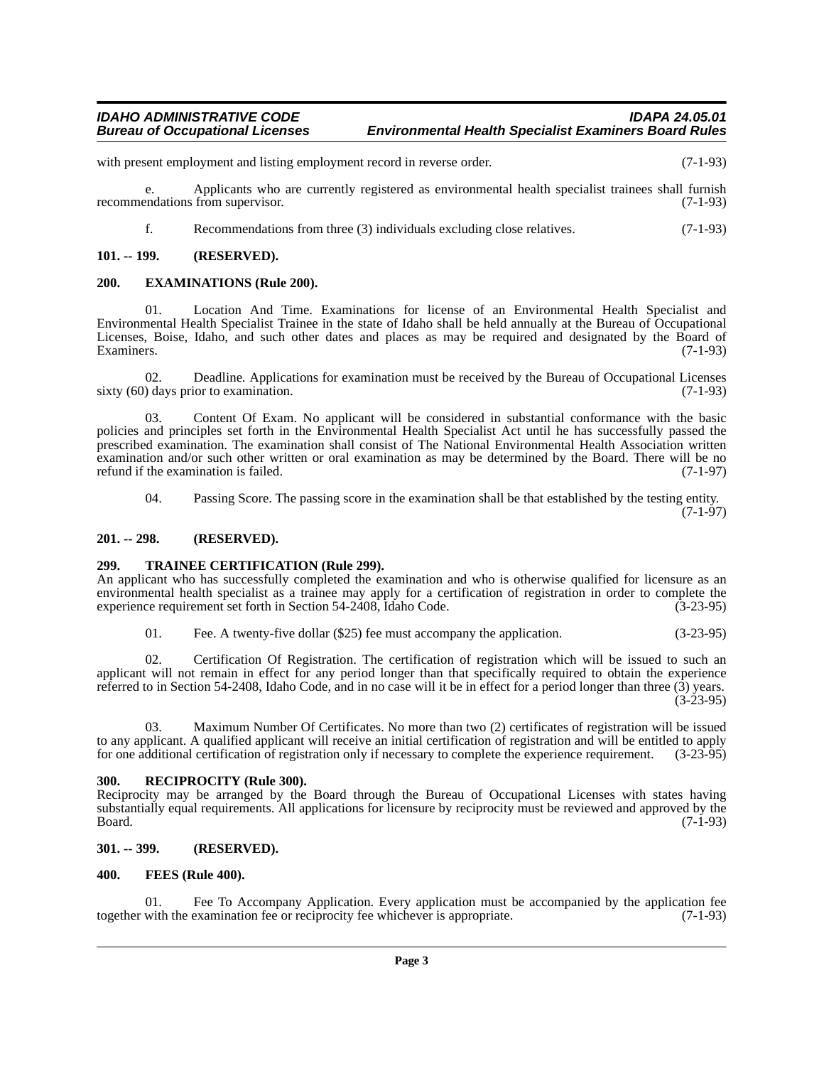with present employment and listing employment record in reverse order. (7-1-93)

e. Applicants who are currently registered as environmental health specialist trainees shall furnish recommendations from supervisor. (7-1-93)

f. Recommendations from three (3) individuals excluding close relatives. (7-1-93)

**101. -- 199. (RESERVED).**

**200. EXAMINATIONS (Rule 200).**

01. Location And Time. Examinations for license of an Environmental Health Specialist and Environmental Health Specialist Trainee in the state of Idaho shall be held annually at the Bureau of Occupational Licenses, Boise, Idaho, and such other dates and places as may be required and designated by the Board of Examiners. (7-1-93)

02. Deadline. Applications for examination must be received by the Bureau of Occupational Licenses sixty (60) days prior to examination. (7-1-93)

03. Content Of Exam. No applicant will be considered in substantial conformance with the basic policies and principles set forth in the Environmental Health Specialist Act until he has successfully passed the prescribed examination. The examination shall consist of The National Environmental Health Association written examination and/or such other written or oral examination as may be determined by the Board. There will be no refund if the examination is failed. (7-1-97)

04. Passing Score. The passing score in the examination shall be that established by the testing entity. (7-1-97)

**201. -- 298. (RESERVED).**

**299. TRAINEE CERTIFICATION (Rule 299).**

An applicant who has successfully completed the examination and who is otherwise qualified for licensure as an environmental health specialist as a trainee may apply for a certification of registration in order to complete the experience requirement set forth in Section 54-2408, Idaho Code. (3-23-95)

01. Fee. A twenty-five dollar ($25) fee must accompany the application. (3-23-95)

02. Certification Of Registration. The certification of registration which will be issued to such an applicant will not remain in effect for any period longer than that specifically required to obtain the experience referred to in Section 54-2408, Idaho Code, and in no case will it be in effect for a period longer than three (3) years. (3-23-95)

03. Maximum Number Of Certificates. No more than two (2) certificates of registration will be issued to any applicant. A qualified applicant will receive an initial certification of registration and will be entitled to apply for one additional certification of registration only if necessary to complete the experience requirement. (3-23-95)

**300. RECIPROCITY (Rule 300).**

Reciprocity may be arranged by the Board through the Bureau of Occupational Licenses with states having substantially equal requirements. All applications for licensure by reciprocity must be reviewed and approved by the Board. (7-1-93)

**301. -- 399. (RESERVED).**

**400. FEES (Rule 400).**

01. Fee To Accompany Application. Every application must be accompanied by the application fee together with the examination fee or reciprocity fee whichever is appropriate. (7-1-93)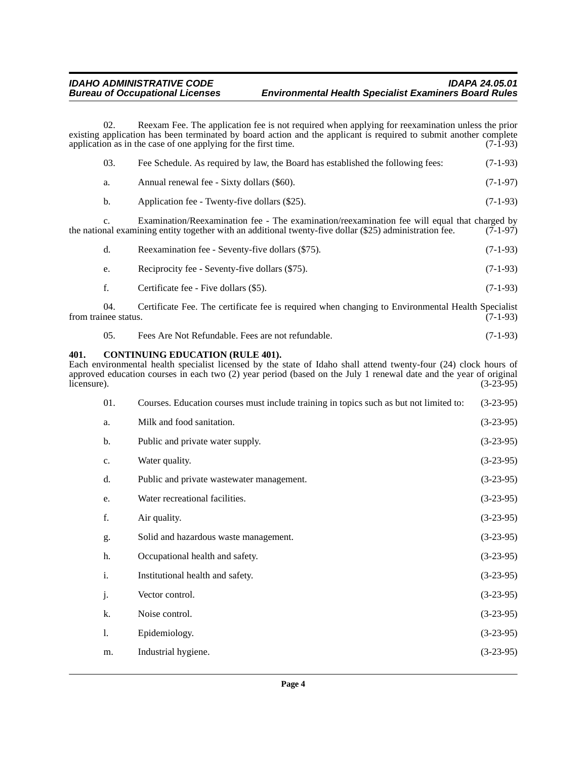02. Reexam Fee. The application fee is not required when applying for reexamination unless the prior existing application has been terminated by board action and the applicant is required to submit another complete application as in the case of one applying for the first time. (7-1-93)

03. Fee Schedule. As required by law, the Board has established the following fees: (7-1-93)

a. Annual renewal fee - Sixty dollars ($60). (7-1-97)

b. Application fee - Twenty-five dollars ($25). (7-1-93)

c. Examination/Reexamination fee - The examination/reexamination fee will equal that charged by the national examining entity together with an additional twenty-five dollar ($25) administration fee. (7-1-97)

d. Reexamination fee - Seventy-five dollars ($75). (7-1-93)

e. Reciprocity fee - Seventy-five dollars ($75). (7-1-93)

f. Certificate fee - Five dollars ($5). (7-1-93)

04. Certificate Fee. The certificate fee is required when changing to Environmental Health Specialist from trainee status. (7-1-93)

05. Fees Are Not Refundable. Fees are not refundable. (7-1-93)

**401. CONTINUING EDUCATION (RULE 401).**

Each environmental health specialist licensed by the state of Idaho shall attend twenty-four (24) clock hours of approved education courses in each two (2) year period (based on the July 1 renewal date and the year of original licensure). (3-23-95)

01. Courses. Education courses must include training in topics such as but not limited to: (3-23-95)

a. Milk and food sanitation. (3-23-95)

b. Public and private water supply. (3-23-95)

c. Water quality. (3-23-95)

d. Public and private wastewater management. (3-23-95)

e. Water recreational facilities. (3-23-95)

f. Air quality. (3-23-95)

g. Solid and hazardous waste management. (3-23-95)

h. Occupational health and safety. (3-23-95)

i. Institutional health and safety. (3-23-95)

j. Vector control. (3-23-95)

k. Noise control. (3-23-95)

l. Epidemiology. (3-23-95)

m. Industrial hygiene. (3-23-95)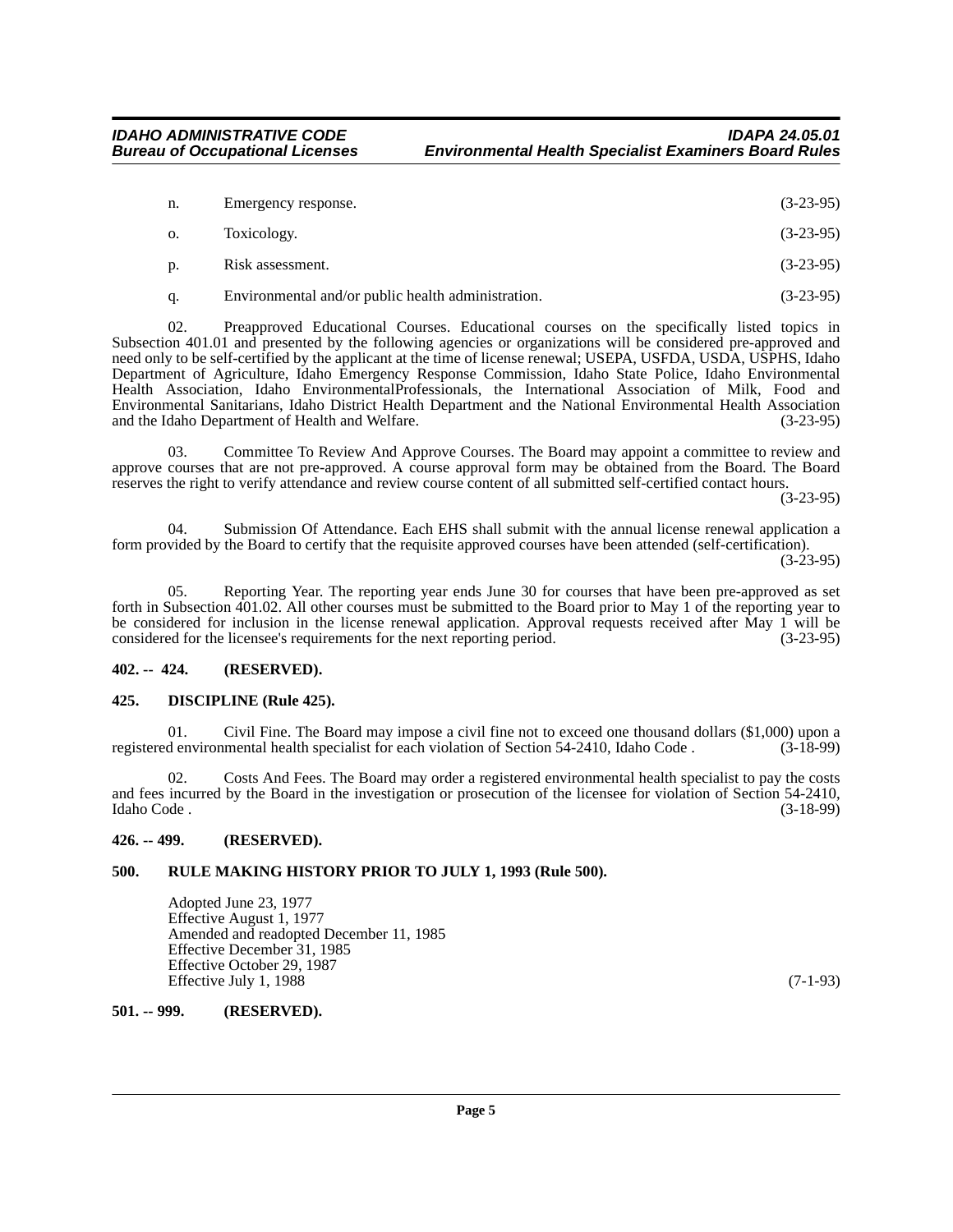n. Emergency response. (3-23-95)

o. Toxicology. (3-23-95)

p. Risk assessment. (3-23-95)

q. Environmental and/or public health administration. (3-23-95)

02. Preapproved Educational Courses. Educational courses on the specifically listed topics in Subsection 401.01 and presented by the following agencies or organizations will be considered pre-approved and need only to be self-certified by the applicant at the time of license renewal; USEPA, USFDA, USDA, USPHS, Idaho Department of Agriculture, Idaho Emergency Response Commission, Idaho State Police, Idaho Environmental Health Association, Idaho EnvironmentalProfessionals, the International Association of Milk, Food and Environmental Sanitarians, Idaho District Health Department and the National Environmental Health Association and the Idaho Department of Health and Welfare. (3-23-95)

03. Committee To Review And Approve Courses. The Board may appoint a committee to review and approve courses that are not pre-approved. A course approval form may be obtained from the Board. The Board reserves the right to verify attendance and review course content of all submitted self-certified contact hours. (3-23-95)

04. Submission Of Attendance. Each EHS shall submit with the annual license renewal application a form provided by the Board to certify that the requisite approved courses have been attended (self-certification). (3-23-95)

05. Reporting Year. The reporting year ends June 30 for courses that have been pre-approved as set forth in Subsection 401.02. All other courses must be submitted to the Board prior to May 1 of the reporting year to be considered for inclusion in the license renewal application. Approval requests received after May 1 will be considered for the licensee's requirements for the next reporting period. (3-23-95)

**402. -- 424. (RESERVED).**

**425. DISCIPLINE (Rule 425).**

01. Civil Fine. The Board may impose a civil fine not to exceed one thousand dollars ($1,000) upon a registered environmental health specialist for each violation of Section 54-2410, Idaho Code . (3-18-99)

02. Costs And Fees. The Board may order a registered environmental health specialist to pay the costs and fees incurred by the Board in the investigation or prosecution of the licensee for violation of Section 54-2410, Idaho Code . (3-18-99)

**426. -- 499. (RESERVED).**

**500. RULE MAKING HISTORY PRIOR TO JULY 1, 1993 (Rule 500).**

Adopted June 23, 1977
Effective August 1, 1977
Amended and readopted December 11, 1985
Effective December 31, 1985
Effective October 29, 1987
Effective July 1, 1988 (7-1-93)

**501. -- 999. (RESERVED).**